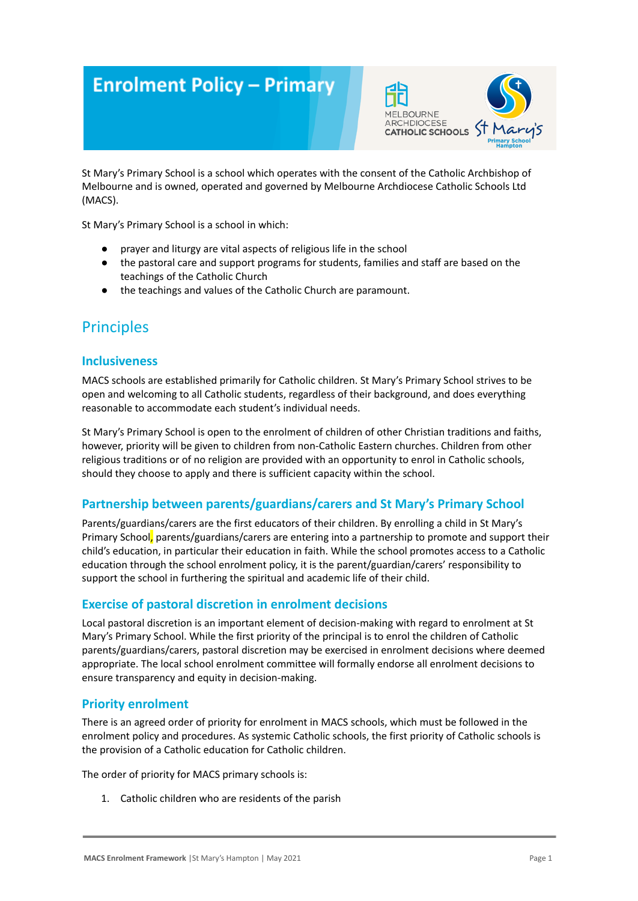# Enrolment Policy – Primary

St Mary's Primary School is a school which operates with the consent of the Catholic Archbishop of Melbourne and is owned, operated and governed by Melbourne Archdiocese Catholic Schools Ltd (MACS).

St Mary's Primary School is a school in which:

- prayer and liturgy are vital aspects of religious life in the school
- the pastoral care and support programs for students, families and staff are based on the teachings of the Catholic Church
- the teachings and values of the Catholic Church are paramount.

## Principles

### Inclusiveness

MACS schools are established primarily for Catholic children. St Mary's Primary School strives to be open and welcoming to all Catholic students, regardless of their background, and does everything reasonable to accommodate each student's individual needs.

St Mary's Primary School is open to the enrolment of children of other Christian traditions and faiths, however, priority will be given to children from non-Catholic Eastern churches. Children from other religious traditions or of no religion are provided with an opportunity to enrol in Catholic schools, should they choose to apply and there is sufficient capacity within the school.

### Partnership between parents/guardians/carers and St Mary's Primary School

Parents/guardians/carers are the first educators of their children. By enrolling a child in St Mary's Primary School, parents/guardians/carers are entering into a partnership to promote and support their child's education, in particular their education in faith. While the school promotes access to a Catholic education through the school enrolment policy, it is the parent/guardian/carers' responsibility to support the school in furthering the spiritual and academic life of their child.

### Exercise of pastoral discretion in enrolment decisions

Local pastoral discretion is an important element of decision-making with regard to enrolment at St Mary's Primary School. While the first priority of the principal is to enrol the children of Catholic parents/guardians/carers, pastoral discretion may be exercised in enrolment decisions where deemed appropriate. The local school enrolment committee will formally endorse all enrolment decisions to ensure transparency and equity in decision-making.

### Priority enrolment

There is an agreed order of priority for enrolment in MACS schools, which must be followed in the enrolment policy and procedures. As systemic Catholic schools, the first priority of Catholic schools is the provision of a Catholic education for Catholic children.

The order of priority for MACS primary schools is:

1. Catholic children who are residents of the parish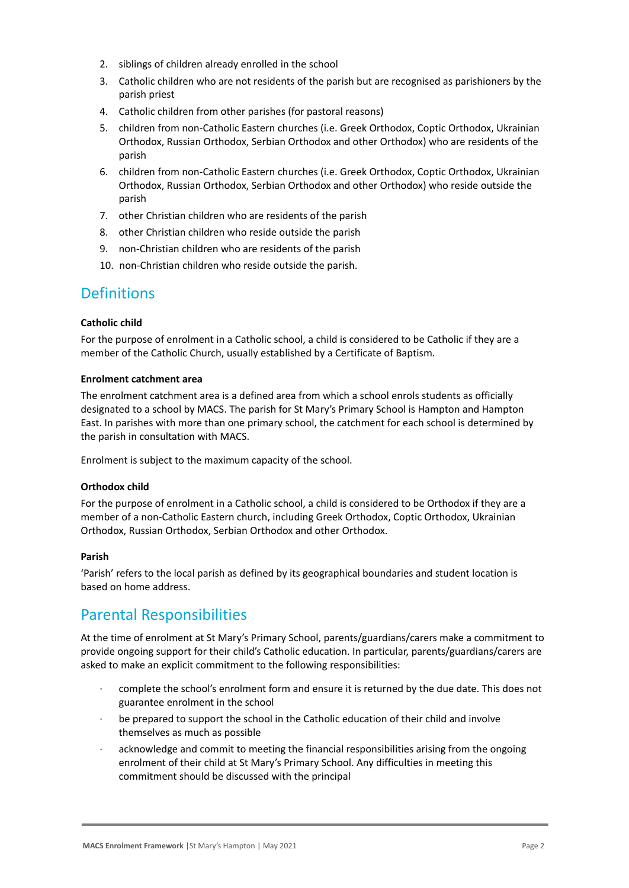2. siblings of children already enrolled in the school
3. Catholic children who are not residents of the parish but are recognised as parishioners by the parish priest
4. Catholic children from other parishes (for pastoral reasons)
5. children from non-Catholic Eastern churches (i.e. Greek Orthodox, Coptic Orthodox, Ukrainian Orthodox, Russian Orthodox, Serbian Orthodox and other Orthodox) who are residents of the parish
6. children from non-Catholic Eastern churches (i.e. Greek Orthodox, Coptic Orthodox, Ukrainian Orthodox, Russian Orthodox, Serbian Orthodox and other Orthodox) who reside outside the parish
7. other Christian children who are residents of the parish
8. other Christian children who reside outside the parish
9. non-Christian children who are residents of the parish
10. non-Christian children who reside outside the parish.

## Definitions

**Catholic child**

For the purpose of enrolment in a Catholic school, a child is considered to be Catholic if they are a member of the Catholic Church, usually established by a Certificate of Baptism.

**Enrolment catchment area**

The enrolment catchment area is a defined area from which a school enrols students as officially designated to a school by MACS. The parish for St Mary's Primary School is Hampton and Hampton East. In parishes with more than one primary school, the catchment for each school is determined by the parish in consultation with MACS.

Enrolment is subject to the maximum capacity of the school.

**Orthodox child**

For the purpose of enrolment in a Catholic school, a child is considered to be Orthodox if they are a member of a non-Catholic Eastern church, including Greek Orthodox, Coptic Orthodox, Ukrainian Orthodox, Russian Orthodox, Serbian Orthodox and other Orthodox.

**Parish**

'Parish' refers to the local parish as defined by its geographical boundaries and student location is based on home address.

## Parental Responsibilities

At the time of enrolment at St Mary's Primary School, parents/guardians/carers make a commitment to provide ongoing support for their child's Catholic education. In particular, parents/guardians/carers are asked to make an explicit commitment to the following responsibilities:

- complete the school's enrolment form and ensure it is returned by the due date. This does not guarantee enrolment in the school
- be prepared to support the school in the Catholic education of their child and involve themselves as much as possible
- acknowledge and commit to meeting the financial responsibilities arising from the ongoing enrolment of their child at St Mary's Primary School. Any difficulties in meeting this commitment should be discussed with the principal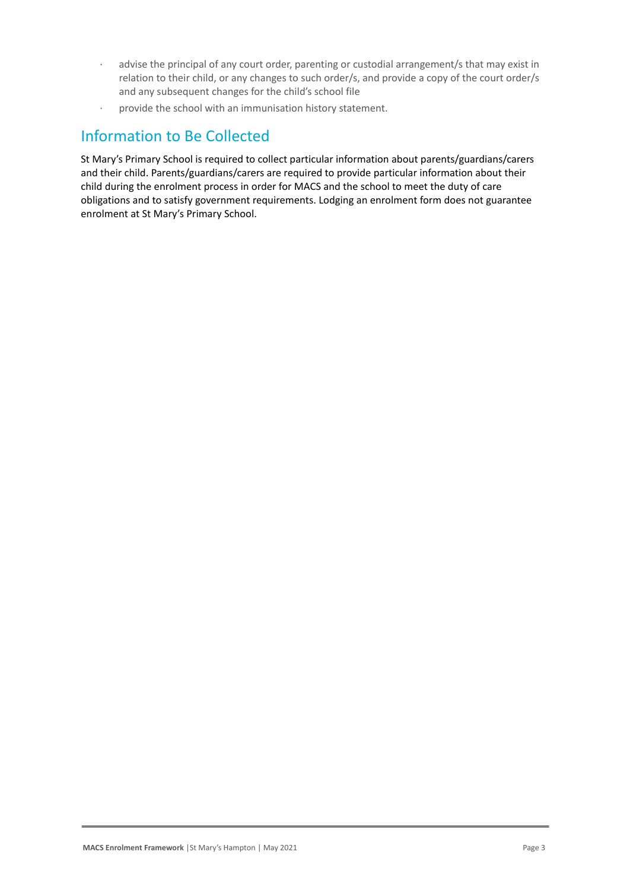- advise the principal of any court order, parenting or custodial arrangement/s that may exist in relation to their child, or any changes to such order/s, and provide a copy of the court order/s and any subsequent changes for the child's school file
- provide the school with an immunisation history statement.

## Information to Be Collected

St Mary's Primary School is required to collect particular information about parents/guardians/carers and their child. Parents/guardians/carers are required to provide particular information about their child during the enrolment process in order for MACS and the school to meet the duty of care obligations and to satisfy government requirements. Lodging an enrolment form does not guarantee enrolment at St Mary's Primary School.